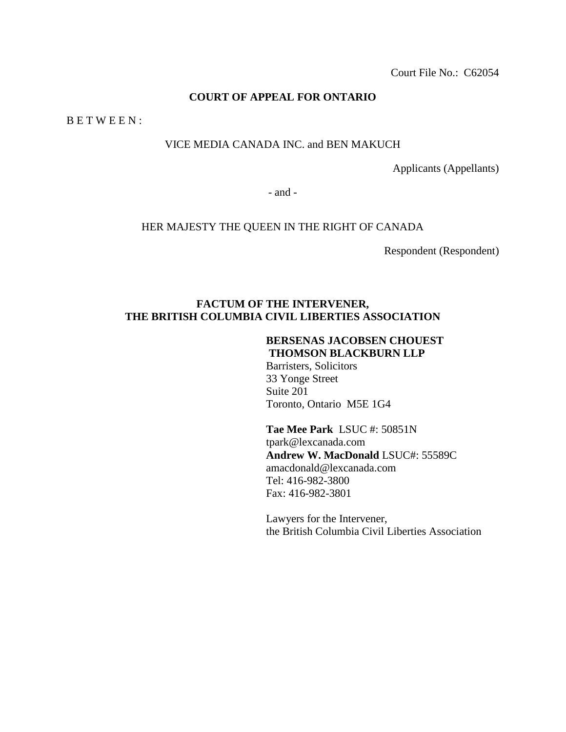Court File No.: C62054

**COURT OF APPEAL FOR ONTARIO**

B E T W E E N :

VICE MEDIA CANADA INC. and BEN MAKUCH

Applicants (Appellants)

- and -

HER MAJESTY THE QUEEN IN THE RIGHT OF CANADA

Respondent (Respondent)

**FACTUM OF THE INTERVENER, THE BRITISH COLUMBIA CIVIL LIBERTIES ASSOCIATION**

**BERSENAS JACOBSEN CHOUEST THOMSON BLACKBURN LLP**
Barristers, Solicitors
33 Yonge Street
Suite 201
Toronto, Ontario M5E 1G4

**Tae Mee Park** LSUC #: 50851N
tpark@lexcanada.com
**Andrew W. MacDonald** LSUC#: 55589C
amacdonald@lexcanada.com
Tel: 416-982-3800
Fax: 416-982-3801

Lawyers for the Intervener,
the British Columbia Civil Liberties Association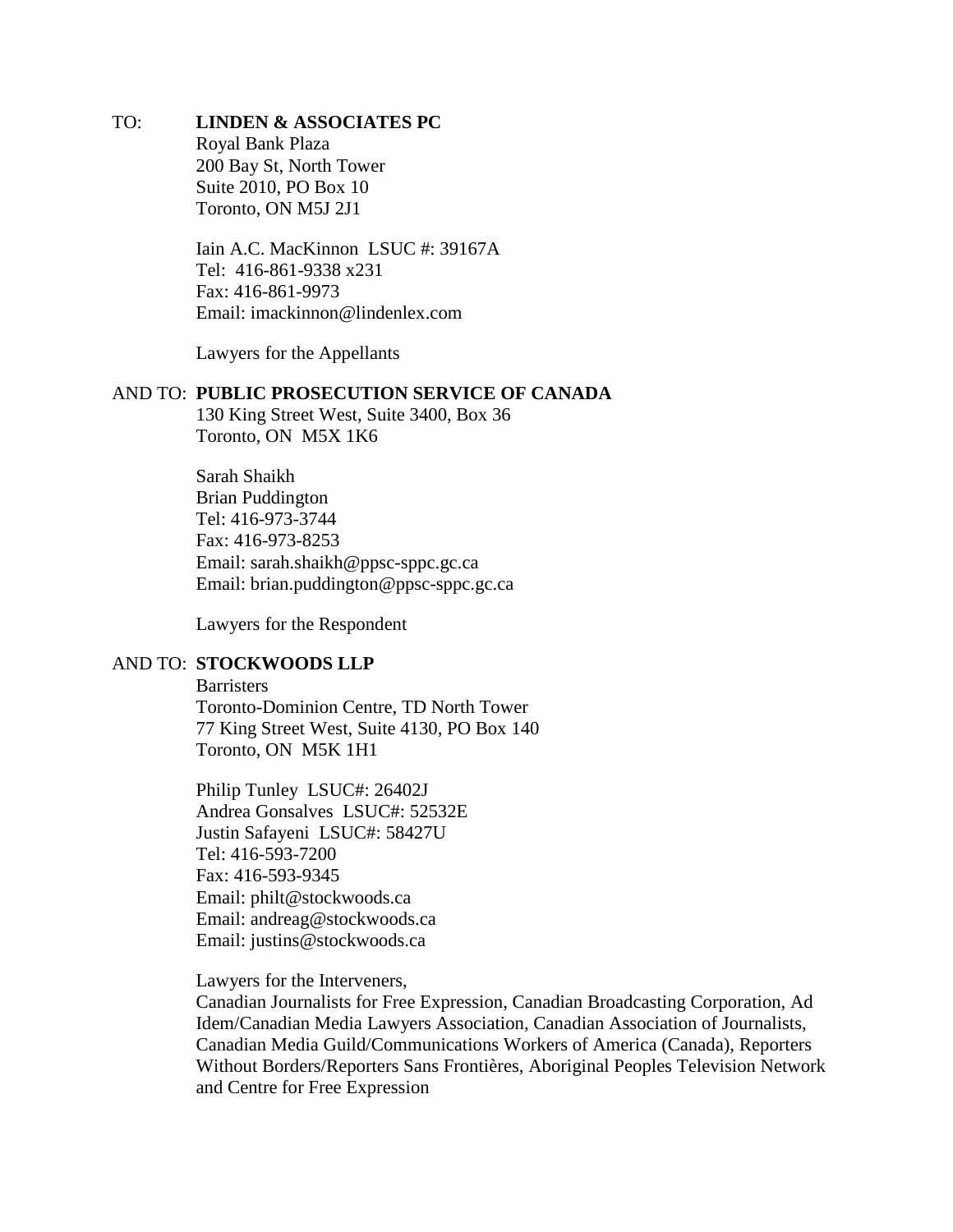TO: **LINDEN & ASSOCIATES PC**
Royal Bank Plaza
200 Bay St, North Tower
Suite 2010, PO Box 10
Toronto, ON M5J 2J1

Iain A.C. MacKinnon LSUC #: 39167A
Tel: 416-861-9338 x231
Fax: 416-861-9973
Email: imackinnon@lindenlex.com

Lawyers for the Appellants

AND TO: **PUBLIC PROSECUTION SERVICE OF CANADA**
130 King Street West, Suite 3400, Box 36
Toronto, ON M5X 1K6

Sarah Shaikh
Brian Puddington
Tel: 416-973-3744
Fax: 416-973-8253
Email: sarah.shaikh@ppsc-sppc.gc.ca
Email: brian.puddington@ppsc-sppc.gc.ca

Lawyers for the Respondent

AND TO: **STOCKWOODS LLP**
Barristers
Toronto-Dominion Centre, TD North Tower
77 King Street West, Suite 4130, PO Box 140
Toronto, ON M5K 1H1

Philip Tunley LSUC#: 26402J
Andrea Gonsalves LSUC#: 52532E
Justin Safayeni LSUC#: 58427U
Tel: 416-593-7200
Fax: 416-593-9345
Email: philt@stockwoods.ca
Email: andreag@stockwoods.ca
Email: justins@stockwoods.ca

Lawyers for the Interveners,
Canadian Journalists for Free Expression, Canadian Broadcasting Corporation, Ad Idem/Canadian Media Lawyers Association, Canadian Association of Journalists, Canadian Media Guild/Communications Workers of America (Canada), Reporters Without Borders/Reporters Sans Frontières, Aboriginal Peoples Television Network and Centre for Free Expression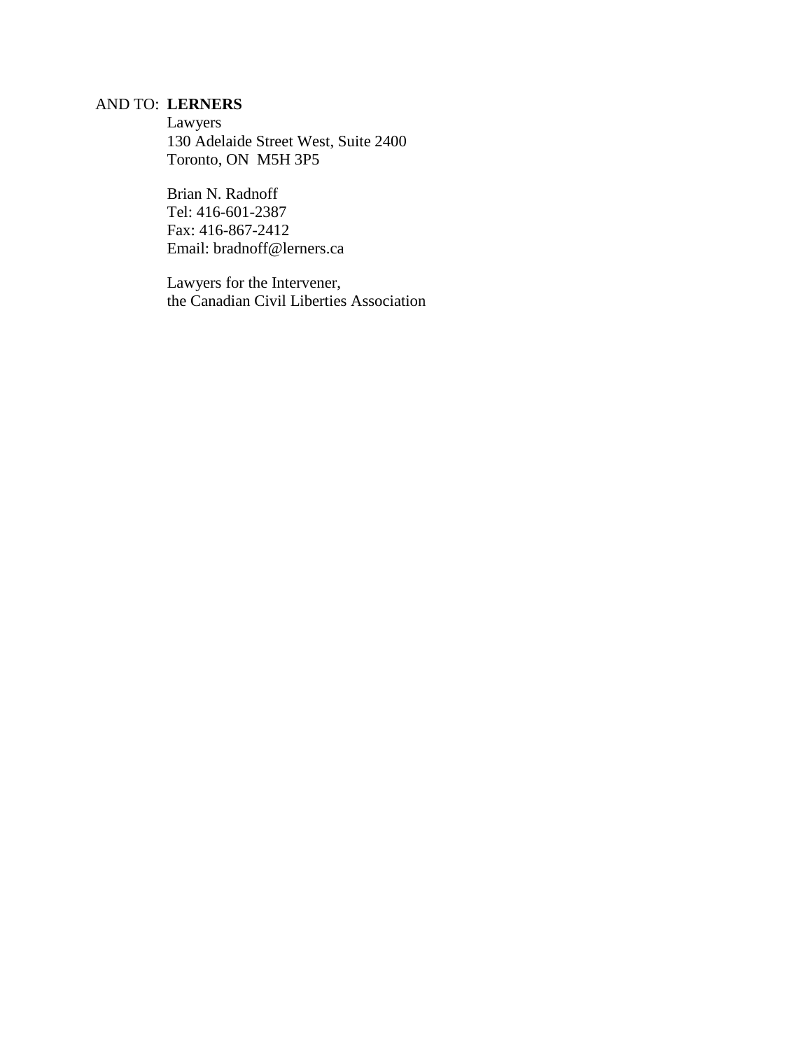AND TO: **LERNERS**
Lawyers
130 Adelaide Street West, Suite 2400
Toronto, ON  M5H 3P5

Brian N. Radnoff
Tel: 416-601-2387
Fax: 416-867-2412
Email: bradnoff@lerners.ca

Lawyers for the Intervener,
the Canadian Civil Liberties Association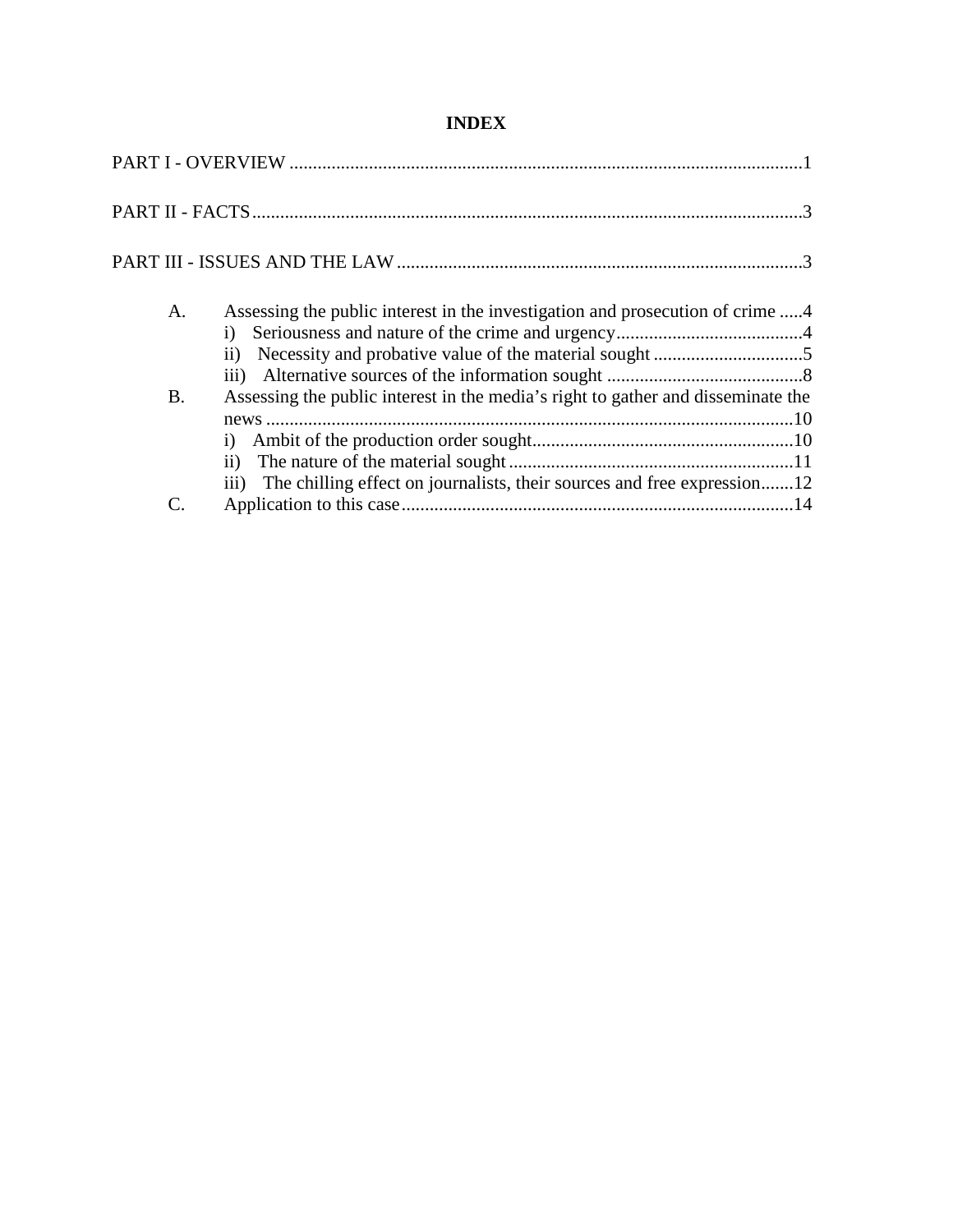# INDEX

PART I - OVERVIEW ............................................................................................................1

PART II - FACTS....................................................................................................................3

PART III - ISSUES AND THE LAW.....................................................................................3

A. Assessing the public interest in the investigation and prosecution of crime .....4
   - i) Seriousness and nature of the crime and urgency........................................4
   - ii) Necessity and probative value of the material sought ................................5
   - iii) Alternative sources of the information sought ..........................................8

B. Assessing the public interest in the media's right to gather and disseminate the news .................................................................................................................10
   - i) Ambit of the production order sought........................................................10
   - ii) The nature of the material sought ............................................................11
   - iii) The chilling effect on journalists, their sources and free expression.......12

C. Application to this case...................................................................................14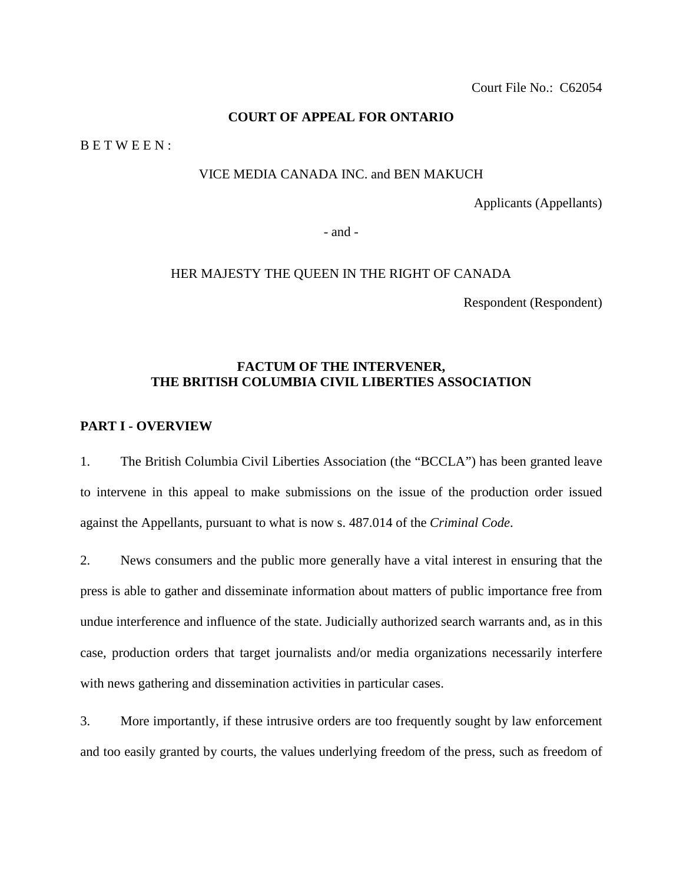Court File No.: C62054

**COURT OF APPEAL FOR ONTARIO**

B E T W E E N :

VICE MEDIA CANADA INC. and BEN MAKUCH

Applicants (Appellants)

\- and -

HER MAJESTY THE QUEEN IN THE RIGHT OF CANADA

Respondent (Respondent)

**FACTUM OF THE INTERVENER,**
**THE BRITISH COLUMBIA CIVIL LIBERTIES ASSOCIATION**

## PART I - OVERVIEW

1. The British Columbia Civil Liberties Association (the "BCCLA") has been granted leave to intervene in this appeal to make submissions on the issue of the production order issued against the Appellants, pursuant to what is now s. 487.014 of the *Criminal Code*.

2. News consumers and the public more generally have a vital interest in ensuring that the press is able to gather and disseminate information about matters of public importance free from undue interference and influence of the state. Judicially authorized search warrants and, as in this case, production orders that target journalists and/or media organizations necessarily interfere with news gathering and dissemination activities in particular cases.

3. More importantly, if these intrusive orders are too frequently sought by law enforcement and too easily granted by courts, the values underlying freedom of the press, such as freedom of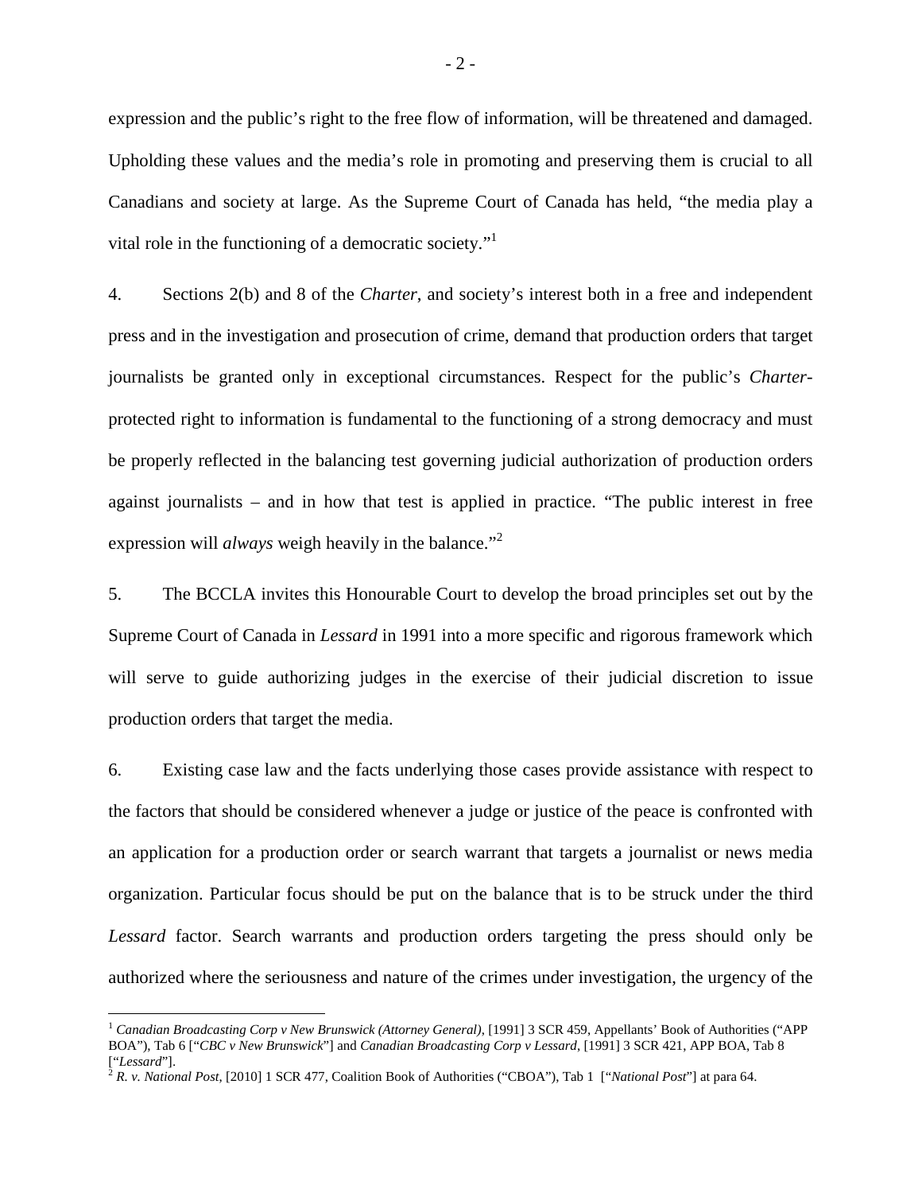expression and the public's right to the free flow of information, will be threatened and damaged. Upholding these values and the media's role in promoting and preserving them is crucial to all Canadians and society at large. As the Supreme Court of Canada has held, "the media play a vital role in the functioning of a democratic society."[1]

4. Sections 2(b) and 8 of the *Charter*, and society's interest both in a free and independent press and in the investigation and prosecution of crime, demand that production orders that target journalists be granted only in exceptional circumstances. Respect for the public's *Charter*-protected right to information is fundamental to the functioning of a strong democracy and must be properly reflected in the balancing test governing judicial authorization of production orders against journalists – and in how that test is applied in practice. "The public interest in free expression will *always* weigh heavily in the balance."[2]

5. The BCCLA invites this Honourable Court to develop the broad principles set out by the Supreme Court of Canada in *Lessard* in 1991 into a more specific and rigorous framework which will serve to guide authorizing judges in the exercise of their judicial discretion to issue production orders that target the media.

6. Existing case law and the facts underlying those cases provide assistance with respect to the factors that should be considered whenever a judge or justice of the peace is confronted with an application for a production order or search warrant that targets a journalist or news media organization. Particular focus should be put on the balance that is to be struck under the third *Lessard* factor. Search warrants and production orders targeting the press should only be authorized where the seriousness and nature of the crimes under investigation, the urgency of the

---

[1] *Canadian Broadcasting Corp v New Brunswick (Attorney General)*, [1991] 3 SCR 459, Appellants' Book of Authorities ("APP BOA"), Tab 6 ["*CBC v New Brunswick*"] and *Canadian Broadcasting Corp v Lessard*, [1991] 3 SCR 421, APP BOA, Tab 8 ["*Lessard*"].

[2] *R. v. National Post*, [2010] 1 SCR 477, Coalition Book of Authorities ("CBOA"), Tab 1 ["*National Post*"] at para 64.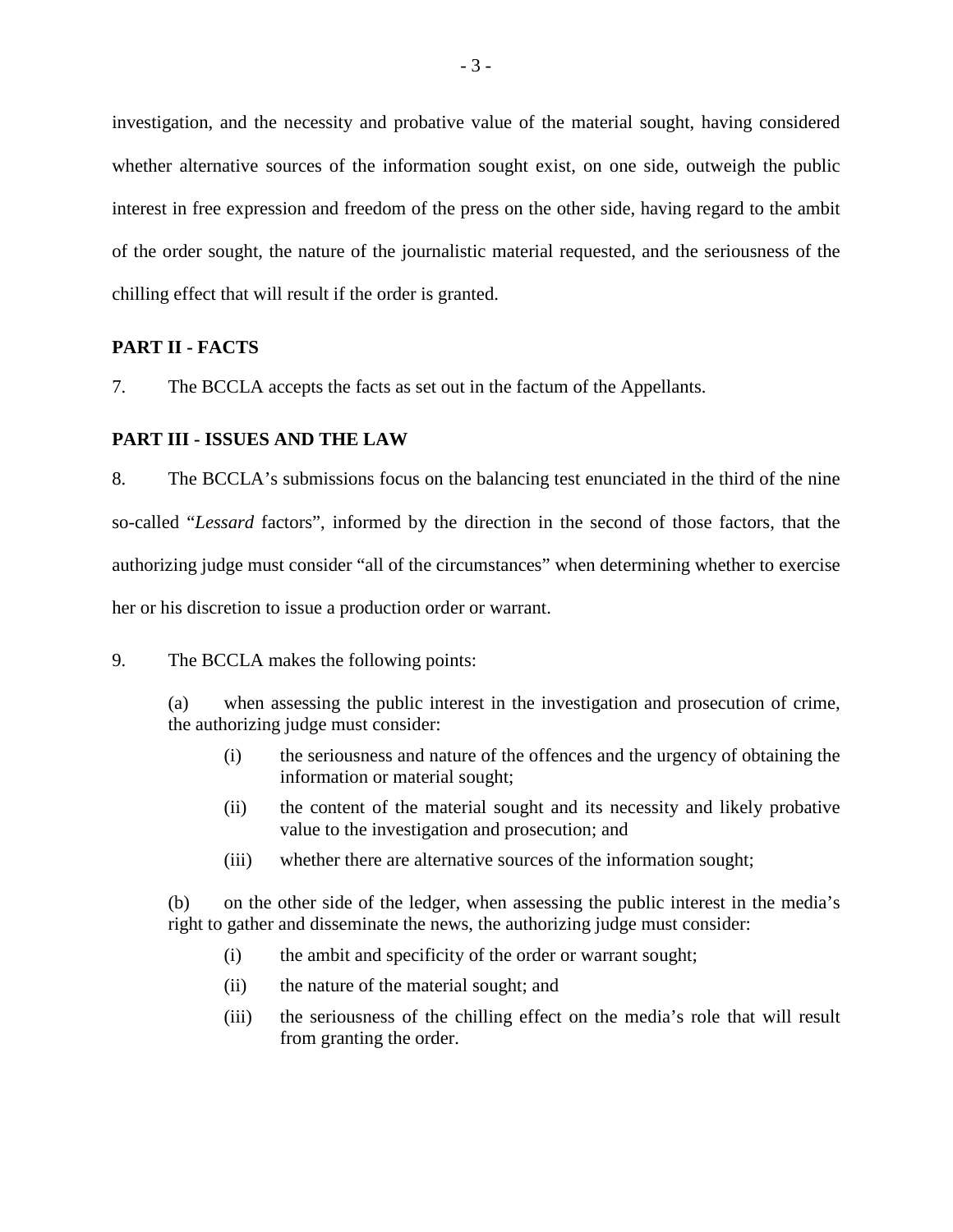investigation, and the necessity and probative value of the material sought, having considered whether alternative sources of the information sought exist, on one side, outweigh the public interest in free expression and freedom of the press on the other side, having regard to the ambit of the order sought, the nature of the journalistic material requested, and the seriousness of the chilling effect that will result if the order is granted.

## PART II - FACTS

7. The BCCLA accepts the facts as set out in the factum of the Appellants.

## PART III - ISSUES AND THE LAW

8. The BCCLA's submissions focus on the balancing test enunciated in the third of the nine so-called "*Lessard* factors", informed by the direction in the second of those factors, that the authorizing judge must consider "all of the circumstances" when determining whether to exercise her or his discretion to issue a production order or warrant.

9. The BCCLA makes the following points:

(a) when assessing the public interest in the investigation and prosecution of crime, the authorizing judge must consider:

- (i) the seriousness and nature of the offences and the urgency of obtaining the information or material sought;
- (ii) the content of the material sought and its necessity and likely probative value to the investigation and prosecution; and
- (iii) whether there are alternative sources of the information sought;

(b) on the other side of the ledger, when assessing the public interest in the media's right to gather and disseminate the news, the authorizing judge must consider:

- (i) the ambit and specificity of the order or warrant sought;
- (ii) the nature of the material sought; and
- (iii) the seriousness of the chilling effect on the media's role that will result from granting the order.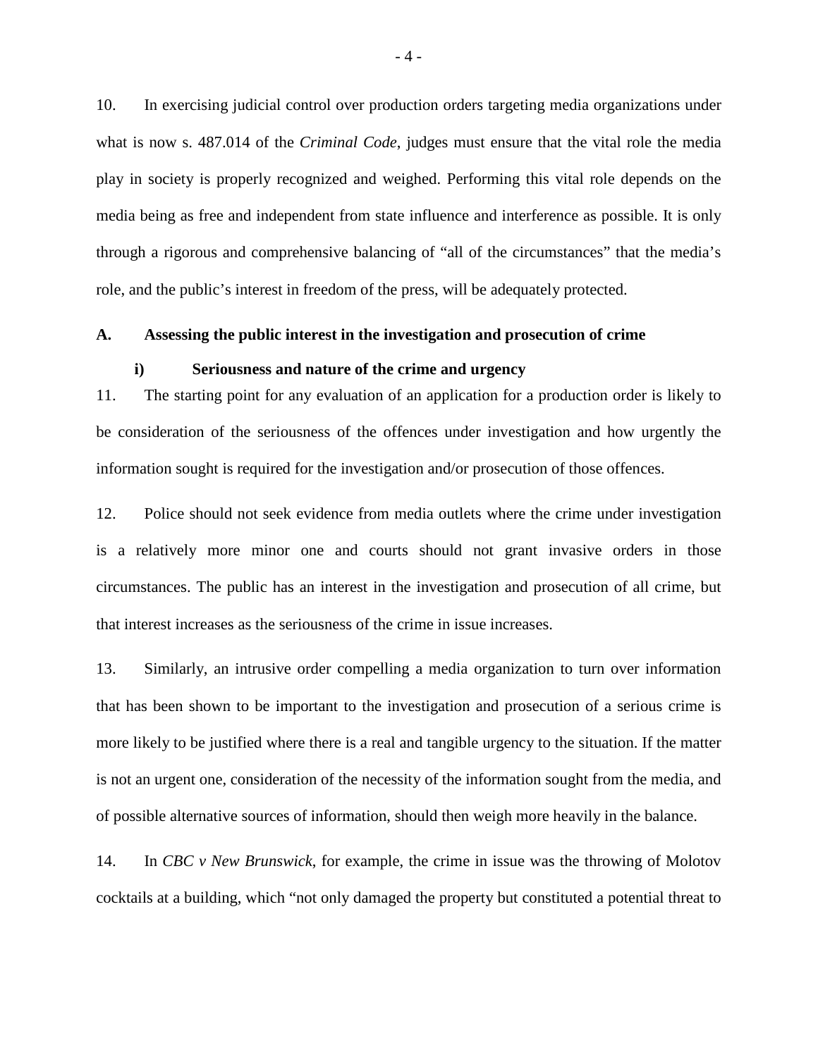10. In exercising judicial control over production orders targeting media organizations under what is now s. 487.014 of the *Criminal Code*, judges must ensure that the vital role the media play in society is properly recognized and weighed. Performing this vital role depends on the media being as free and independent from state influence and interference as possible. It is only through a rigorous and comprehensive balancing of "all of the circumstances" that the media's role, and the public's interest in freedom of the press, will be adequately protected.

## A. Assessing the public interest in the investigation and prosecution of crime

### i) Seriousness and nature of the crime and urgency

11. The starting point for any evaluation of an application for a production order is likely to be consideration of the seriousness of the offences under investigation and how urgently the information sought is required for the investigation and/or prosecution of those offences.

12. Police should not seek evidence from media outlets where the crime under investigation is a relatively more minor one and courts should not grant invasive orders in those circumstances. The public has an interest in the investigation and prosecution of all crime, but that interest increases as the seriousness of the crime in issue increases.

13. Similarly, an intrusive order compelling a media organization to turn over information that has been shown to be important to the investigation and prosecution of a serious crime is more likely to be justified where there is a real and tangible urgency to the situation. If the matter is not an urgent one, consideration of the necessity of the information sought from the media, and of possible alternative sources of information, should then weigh more heavily in the balance.

14. In *CBC v New Brunswick*, for example, the crime in issue was the throwing of Molotov cocktails at a building, which "not only damaged the property but constituted a potential threat to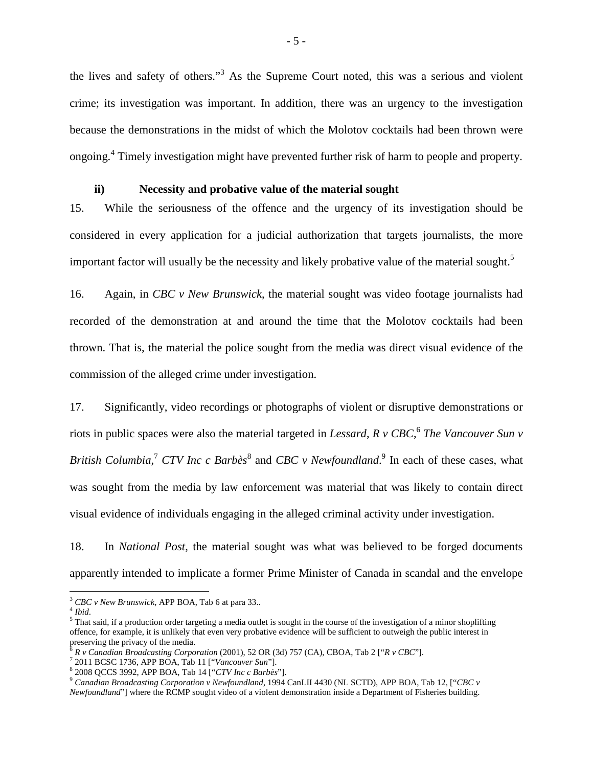the lives and safety of others."[3] As the Supreme Court noted, this was a serious and violent crime; its investigation was important. In addition, there was an urgency to the investigation because the demonstrations in the midst of which the Molotov cocktails had been thrown were ongoing.[4] Timely investigation might have prevented further risk of harm to people and property.

**ii) Necessity and probative value of the material sought**

15. While the seriousness of the offence and the urgency of its investigation should be considered in every application for a judicial authorization that targets journalists, the more important factor will usually be the necessity and likely probative value of the material sought.[5]

16. Again, in *CBC v New Brunswick*, the material sought was video footage journalists had recorded of the demonstration at and around the time that the Molotov cocktails had been thrown. That is, the material the police sought from the media was direct visual evidence of the commission of the alleged crime under investigation.

17. Significantly, video recordings or photographs of violent or disruptive demonstrations or riots in public spaces were also the material targeted in *Lessard*, *R v CBC*,[6] *The Vancouver Sun v British Columbia*,[7] *CTV Inc c Barbès*[8] and *CBC v Newfoundland*.[9] In each of these cases, what was sought from the media by law enforcement was material that was likely to contain direct visual evidence of individuals engaging in the alleged criminal activity under investigation.

18. In *National Post*, the material sought was what was believed to be forged documents apparently intended to implicate a former Prime Minister of Canada in scandal and the envelope

---

[3] *CBC v New Brunswick*, APP BOA, Tab 6 at para 33..

[4] *Ibid*.

[5] That said, if a production order targeting a media outlet is sought in the course of the investigation of a minor shoplifting offence, for example, it is unlikely that even very probative evidence will be sufficient to outweigh the public interest in preserving the privacy of the media.

[6] *R v Canadian Broadcasting Corporation* (2001), 52 OR (3d) 757 (CA), CBOA, Tab 2 ["*R v CBC*"].

[7] 2011 BCSC 1736, APP BOA, Tab 11 ["*Vancouver Sun*"].

[8] 2008 QCCS 3992, APP BOA, Tab 14 ["*CTV Inc c Barbès*"].

[9] *Canadian Broadcasting Corporation v Newfoundland*, 1994 CanLII 4430 (NL SCTD), APP BOA, Tab 12, ["*CBC v Newfoundland*"] where the RCMP sought video of a violent demonstration inside a Department of Fisheries building.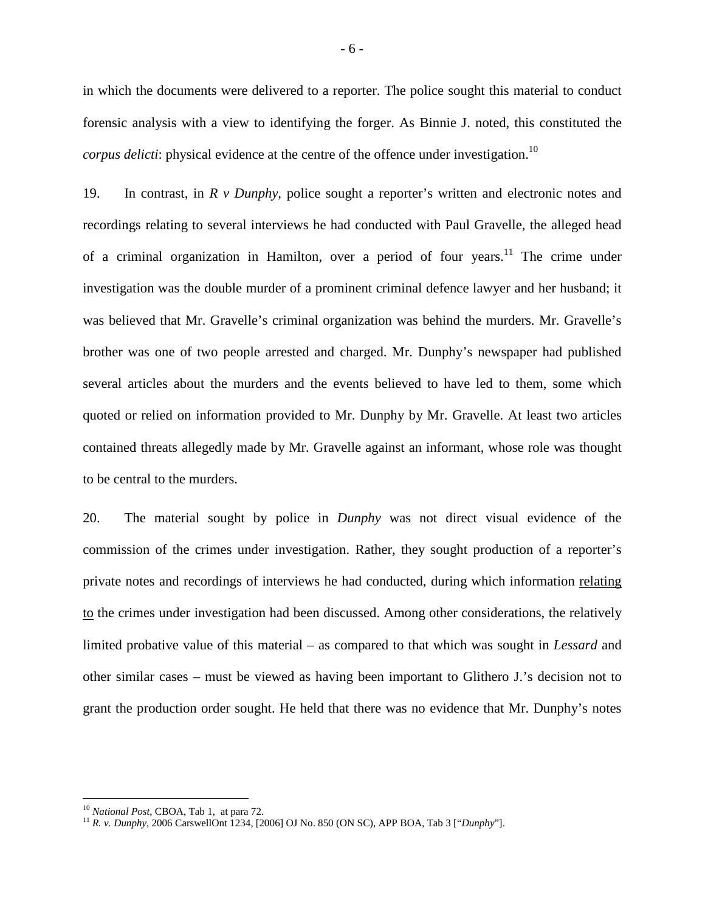in which the documents were delivered to a reporter. The police sought this material to conduct forensic analysis with a view to identifying the forger. As Binnie J. noted, this constituted the *corpus delicti*: physical evidence at the centre of the offence under investigation.[10]

19. In contrast, in *R v Dunphy*, police sought a reporter's written and electronic notes and recordings relating to several interviews he had conducted with Paul Gravelle, the alleged head of a criminal organization in Hamilton, over a period of four years.[11] The crime under investigation was the double murder of a prominent criminal defence lawyer and her husband; it was believed that Mr. Gravelle's criminal organization was behind the murders. Mr. Gravelle's brother was one of two people arrested and charged. Mr. Dunphy's newspaper had published several articles about the murders and the events believed to have led to them, some which quoted or relied on information provided to Mr. Dunphy by Mr. Gravelle. At least two articles contained threats allegedly made by Mr. Gravelle against an informant, whose role was thought to be central to the murders.

20. The material sought by police in *Dunphy* was not direct visual evidence of the commission of the crimes under investigation. Rather, they sought production of a reporter's private notes and recordings of interviews he had conducted, during which information <u>relating to</u> the crimes under investigation had been discussed. Among other considerations, the relatively limited probative value of this material – as compared to that which was sought in *Lessard* and other similar cases – must be viewed as having been important to Glithero J.'s decision not to grant the production order sought. He held that there was no evidence that Mr. Dunphy's notes

---

[10] *National Post*, CBOA, Tab 1, at para 72.

[11] *R. v. Dunphy*, 2006 CarswellOnt 1234, [2006] OJ No. 850 (ON SC), APP BOA, Tab 3 ["*Dunphy*"].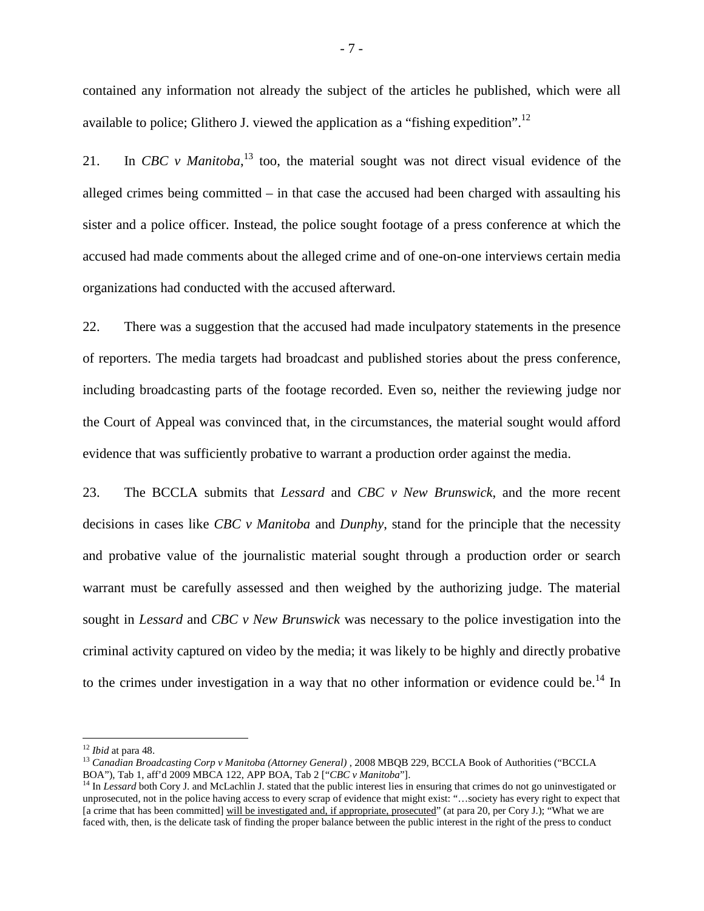contained any information not already the subject of the articles he published, which were all available to police; Glithero J. viewed the application as a "fishing expedition".[12]

21. In *CBC v Manitoba*,[13] too, the material sought was not direct visual evidence of the alleged crimes being committed – in that case the accused had been charged with assaulting his sister and a police officer. Instead, the police sought footage of a press conference at which the accused had made comments about the alleged crime and of one-on-one interviews certain media organizations had conducted with the accused afterward.

22. There was a suggestion that the accused had made inculpatory statements in the presence of reporters. The media targets had broadcast and published stories about the press conference, including broadcasting parts of the footage recorded. Even so, neither the reviewing judge nor the Court of Appeal was convinced that, in the circumstances, the material sought would afford evidence that was sufficiently probative to warrant a production order against the media.

23. The BCCLA submits that *Lessard* and *CBC v New Brunswick*, and the more recent decisions in cases like *CBC v Manitoba* and *Dunphy*, stand for the principle that the necessity and probative value of the journalistic material sought through a production order or search warrant must be carefully assessed and then weighed by the authorizing judge. The material sought in *Lessard* and *CBC v New Brunswick* was necessary to the police investigation into the criminal activity captured on video by the media; it was likely to be highly and directly probative to the crimes under investigation in a way that no other information or evidence could be.[14] In

---

[12] *Ibid* at para 48.

[13] *Canadian Broadcasting Corp v Manitoba (Attorney General)* , 2008 MBQB 229, BCCLA Book of Authorities ("BCCLA BOA"), Tab 1, aff'd 2009 MBCA 122, APP BOA, Tab 2 ["*CBC v Manitoba*"].

[14] In *Lessard* both Cory J. and McLachlin J. stated that the public interest lies in ensuring that crimes do not go uninvestigated or unprosecuted, not in the police having access to every scrap of evidence that might exist: "…society has every right to expect that [a crime that has been committed] <u>will be investigated and, if appropriate, prosecuted</u>" (at para 20, per Cory J.); "What we are faced with, then, is the delicate task of finding the proper balance between the public interest in the right of the press to conduct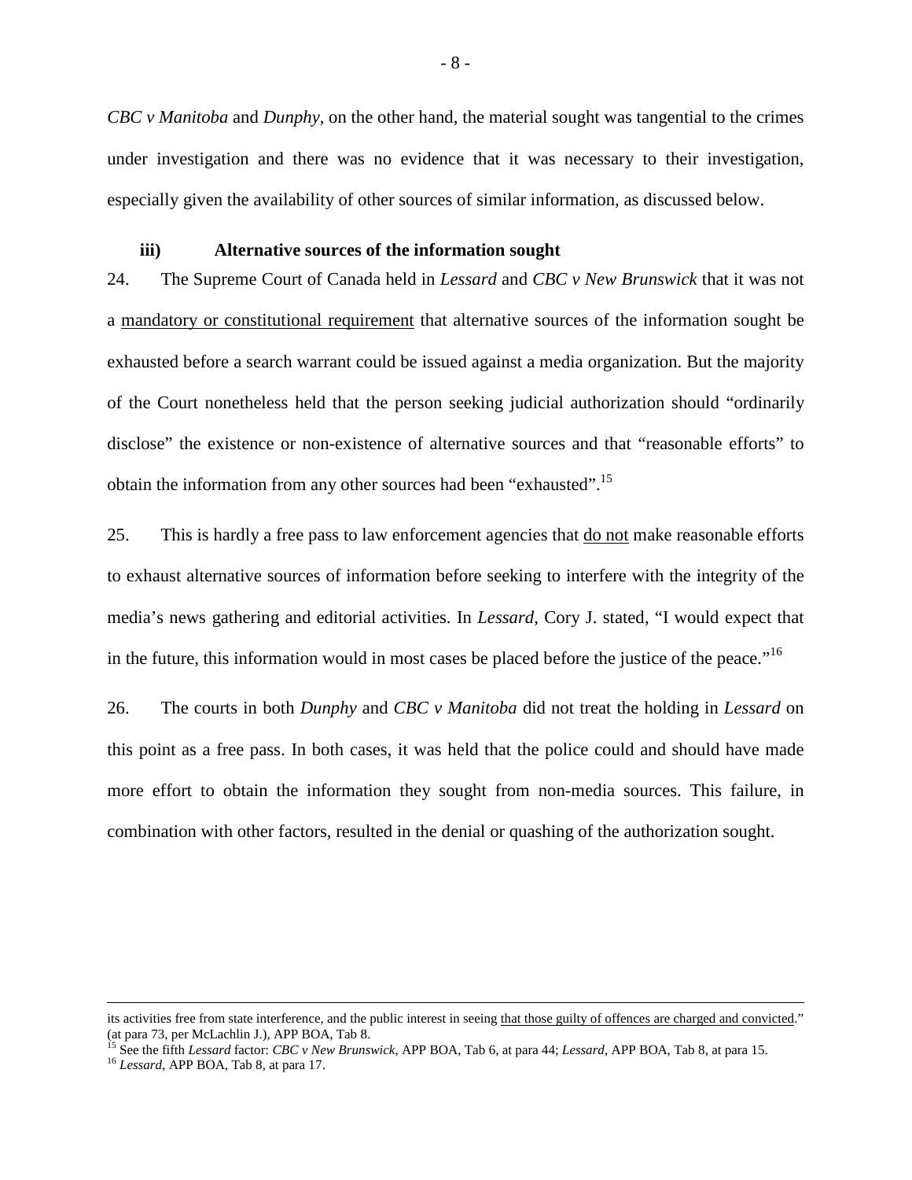*CBC v Manitoba* and *Dunphy*, on the other hand, the material sought was tangential to the crimes under investigation and there was no evidence that it was necessary to their investigation, especially given the availability of other sources of similar information, as discussed below.

### iii) Alternative sources of the information sought

24. The Supreme Court of Canada held in *Lessard* and *CBC v New Brunswick* that it was not a <u>mandatory or constitutional requirement</u> that alternative sources of the information sought be exhausted before a search warrant could be issued against a media organization. But the majority of the Court nonetheless held that the person seeking judicial authorization should "ordinarily disclose" the existence or non-existence of alternative sources and that "reasonable efforts" to obtain the information from any other sources had been "exhausted".[15]

25. This is hardly a free pass to law enforcement agencies that <u>do not</u> make reasonable efforts to exhaust alternative sources of information before seeking to interfere with the integrity of the media's news gathering and editorial activities. In *Lessard*, Cory J. stated, "I would expect that in the future, this information would in most cases be placed before the justice of the peace."[16]

26. The courts in both *Dunphy* and *CBC v Manitoba* did not treat the holding in *Lessard* on this point as a free pass. In both cases, it was held that the police could and should have made more effort to obtain the information they sought from non-media sources. This failure, in combination with other factors, resulted in the denial or quashing of the authorization sought.

---

its activities free from state interference, and the public interest in seeing <u>that those guilty of offences are charged and convicted</u>." (at para 73, per McLachlin J.), APP BOA, Tab 8.

[15] See the fifth *Lessard* factor: *CBC v New Brunswick*, APP BOA, Tab 6, at para 44; *Lessard*, APP BOA, Tab 8, at para 15.

[16] *Lessard*, APP BOA, Tab 8, at para 17.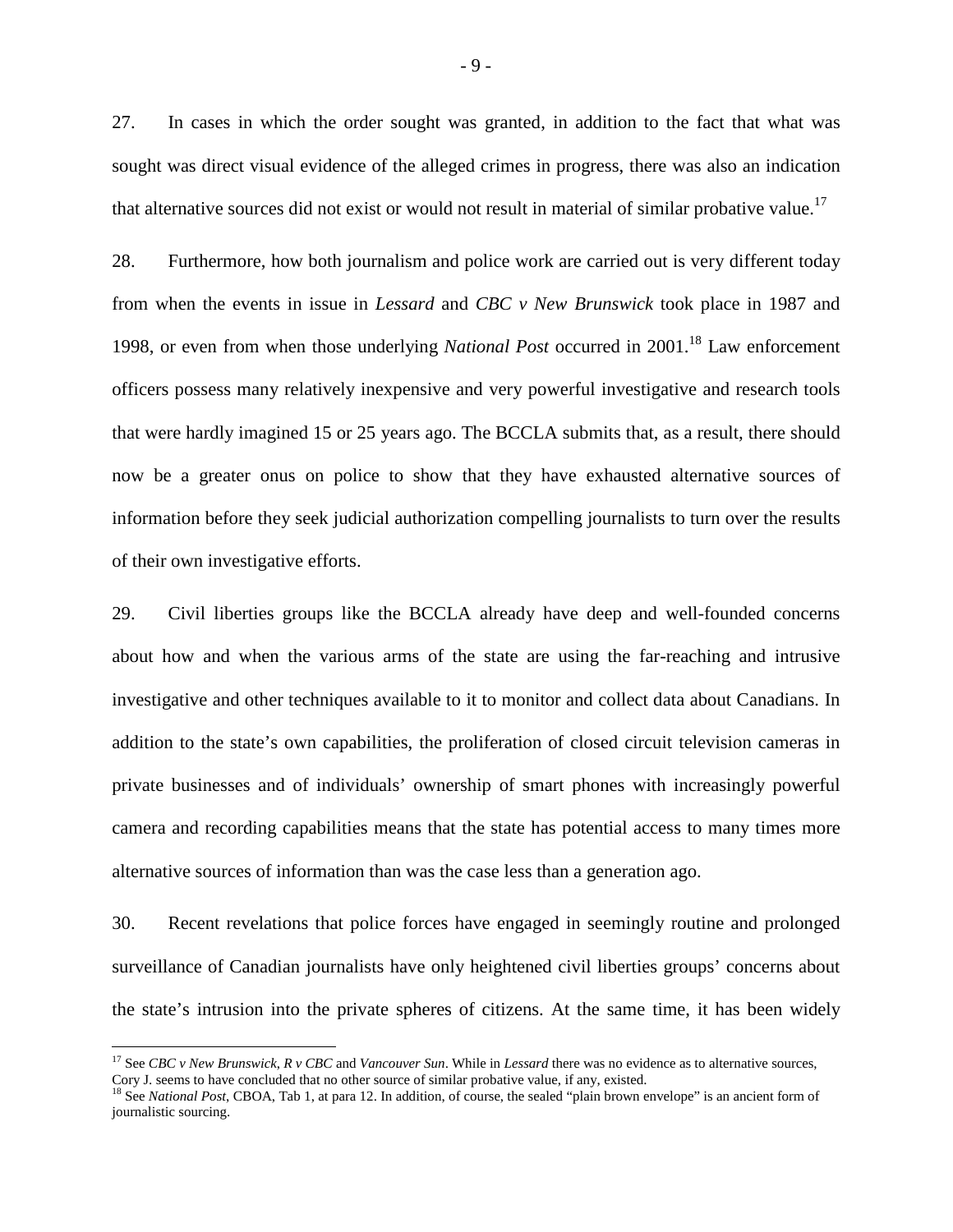27. In cases in which the order sought was granted, in addition to the fact that what was sought was direct visual evidence of the alleged crimes in progress, there was also an indication that alternative sources did not exist or would not result in material of similar probative value.[17]

28. Furthermore, how both journalism and police work are carried out is very different today from when the events in issue in *Lessard* and *CBC v New Brunswick* took place in 1987 and 1998, or even from when those underlying *National Post* occurred in 2001.[18] Law enforcement officers possess many relatively inexpensive and very powerful investigative and research tools that were hardly imagined 15 or 25 years ago. The BCCLA submits that, as a result, there should now be a greater onus on police to show that they have exhausted alternative sources of information before they seek judicial authorization compelling journalists to turn over the results of their own investigative efforts.

29. Civil liberties groups like the BCCLA already have deep and well-founded concerns about how and when the various arms of the state are using the far-reaching and intrusive investigative and other techniques available to it to monitor and collect data about Canadians. In addition to the state's own capabilities, the proliferation of closed circuit television cameras in private businesses and of individuals' ownership of smart phones with increasingly powerful camera and recording capabilities means that the state has potential access to many times more alternative sources of information than was the case less than a generation ago.

30. Recent revelations that police forces have engaged in seemingly routine and prolonged surveillance of Canadian journalists have only heightened civil liberties groups' concerns about the state's intrusion into the private spheres of citizens. At the same time, it has been widely

---

[17] See *CBC v New Brunswick*, *R v CBC* and *Vancouver Sun*. While in *Lessard* there was no evidence as to alternative sources, Cory J. seems to have concluded that no other source of similar probative value, if any, existed.

[18] See *National Post*, CBOA, Tab 1, at para 12. In addition, of course, the sealed "plain brown envelope" is an ancient form of journalistic sourcing.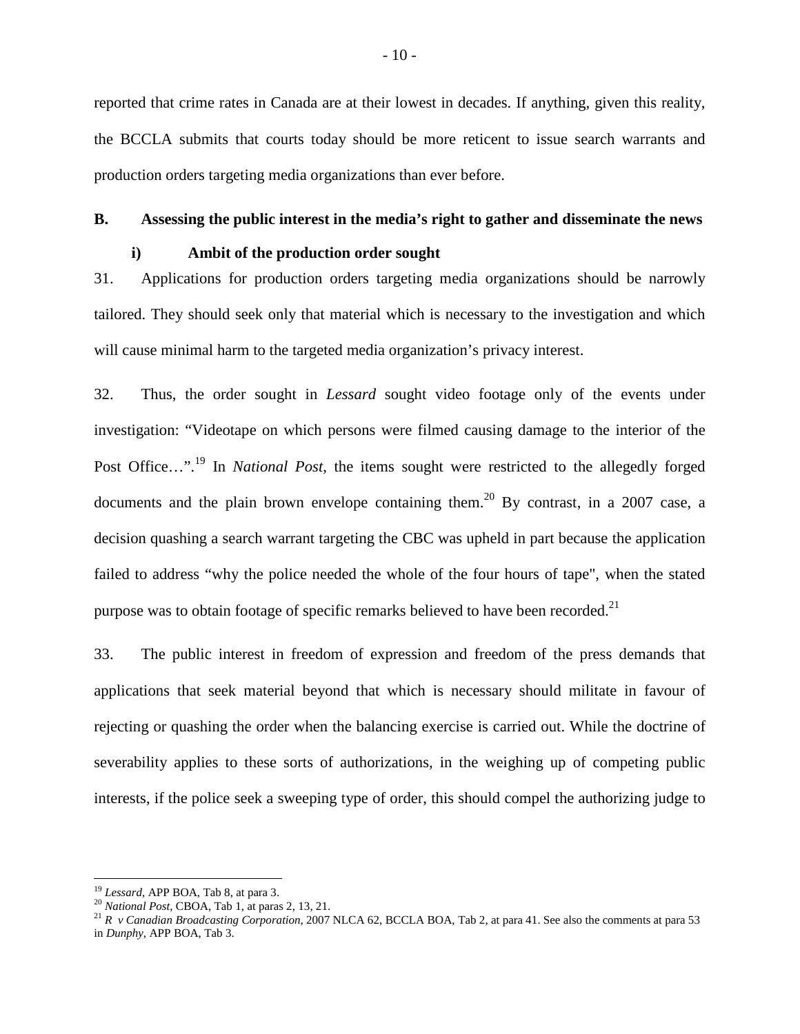reported that crime rates in Canada are at their lowest in decades. If anything, given this reality, the BCCLA submits that courts today should be more reticent to issue search warrants and production orders targeting media organizations than ever before.

## B. Assessing the public interest in the media's right to gather and disseminate the news

### i) Ambit of the production order sought

31. Applications for production orders targeting media organizations should be narrowly tailored. They should seek only that material which is necessary to the investigation and which will cause minimal harm to the targeted media organization's privacy interest.

32. Thus, the order sought in *Lessard* sought video footage only of the events under investigation: "Videotape on which persons were filmed causing damage to the interior of the Post Office…".[19] In *National Post*, the items sought were restricted to the allegedly forged documents and the plain brown envelope containing them.[20] By contrast, in a 2007 case, a decision quashing a search warrant targeting the CBC was upheld in part because the application failed to address "why the police needed the whole of the four hours of tape", when the stated purpose was to obtain footage of specific remarks believed to have been recorded.[21]

33. The public interest in freedom of expression and freedom of the press demands that applications that seek material beyond that which is necessary should militate in favour of rejecting or quashing the order when the balancing exercise is carried out. While the doctrine of severability applies to these sorts of authorizations, in the weighing up of competing public interests, if the police seek a sweeping type of order, this should compel the authorizing judge to

---

[19] *Lessard*, APP BOA, Tab 8, at para 3.

[20] *National Post*, CBOA, Tab 1, at paras 2, 13, 21.

[21] *R v Canadian Broadcasting Corporation*, 2007 NLCA 62, BCCLA BOA, Tab 2, at para 41. See also the comments at para 53 in *Dunphy*, APP BOA, Tab 3.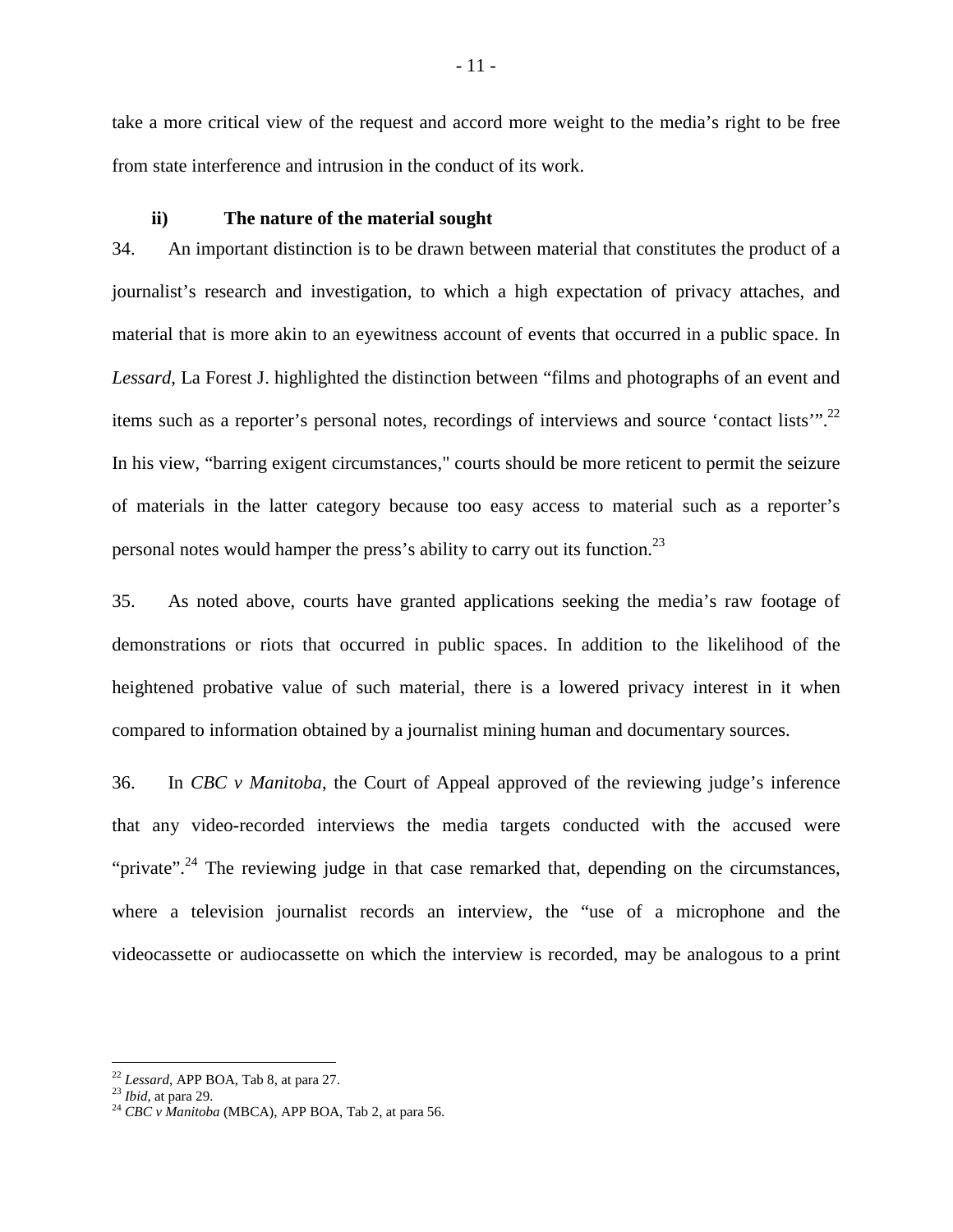take a more critical view of the request and accord more weight to the media's right to be free from state interference and intrusion in the conduct of its work.

### ii) The nature of the material sought

34. An important distinction is to be drawn between material that constitutes the product of a journalist's research and investigation, to which a high expectation of privacy attaches, and material that is more akin to an eyewitness account of events that occurred in a public space. In *Lessard*, La Forest J. highlighted the distinction between "films and photographs of an event and items such as a reporter's personal notes, recordings of interviews and source 'contact lists'".[22] In his view, "barring exigent circumstances," courts should be more reticent to permit the seizure of materials in the latter category because too easy access to material such as a reporter's personal notes would hamper the press's ability to carry out its function.[23]

35. As noted above, courts have granted applications seeking the media's raw footage of demonstrations or riots that occurred in public spaces. In addition to the likelihood of the heightened probative value of such material, there is a lowered privacy interest in it when compared to information obtained by a journalist mining human and documentary sources.

36. In *CBC v Manitoba*, the Court of Appeal approved of the reviewing judge's inference that any video-recorded interviews the media targets conducted with the accused were "private".[24] The reviewing judge in that case remarked that, depending on the circumstances, where a television journalist records an interview, the "use of a microphone and the videocassette or audiocassette on which the interview is recorded, may be analogous to a print

---

[22] *Lessard*, APP BOA, Tab 8, at para 27.
[23] *Ibid*, at para 29.
[24] *CBC v Manitoba* (MBCA), APP BOA, Tab 2, at para 56.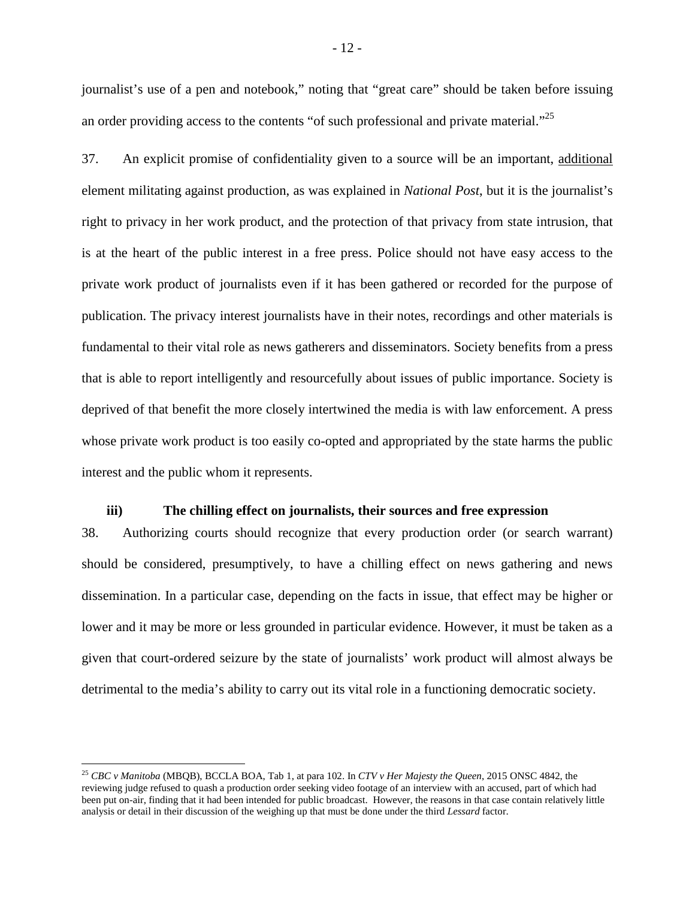journalist's use of a pen and notebook," noting that "great care" should be taken before issuing an order providing access to the contents "of such professional and private material."[25]

37. An explicit promise of confidentiality given to a source will be an important, additional element militating against production, as was explained in *National Post*, but it is the journalist's right to privacy in her work product, and the protection of that privacy from state intrusion, that is at the heart of the public interest in a free press. Police should not have easy access to the private work product of journalists even if it has been gathered or recorded for the purpose of publication. The privacy interest journalists have in their notes, recordings and other materials is fundamental to their vital role as news gatherers and disseminators. Society benefits from a press that is able to report intelligently and resourcefully about issues of public importance. Society is deprived of that benefit the more closely intertwined the media is with law enforcement. A press whose private work product is too easily co-opted and appropriated by the state harms the public interest and the public whom it represents.

**iii) The chilling effect on journalists, their sources and free expression**

38. Authorizing courts should recognize that every production order (or search warrant) should be considered, presumptively, to have a chilling effect on news gathering and news dissemination. In a particular case, depending on the facts in issue, that effect may be higher or lower and it may be more or less grounded in particular evidence. However, it must be taken as a given that court-ordered seizure by the state of journalists' work product will almost always be detrimental to the media's ability to carry out its vital role in a functioning democratic society.

---

[25] *CBC v Manitoba* (MBQB), BCCLA BOA, Tab 1, at para 102. In *CTV v Her Majesty the Queen*, 2015 ONSC 4842, the reviewing judge refused to quash a production order seeking video footage of an interview with an accused, part of which had been put on-air, finding that it had been intended for public broadcast. However, the reasons in that case contain relatively little analysis or detail in their discussion of the weighing up that must be done under the third *Lessard* factor.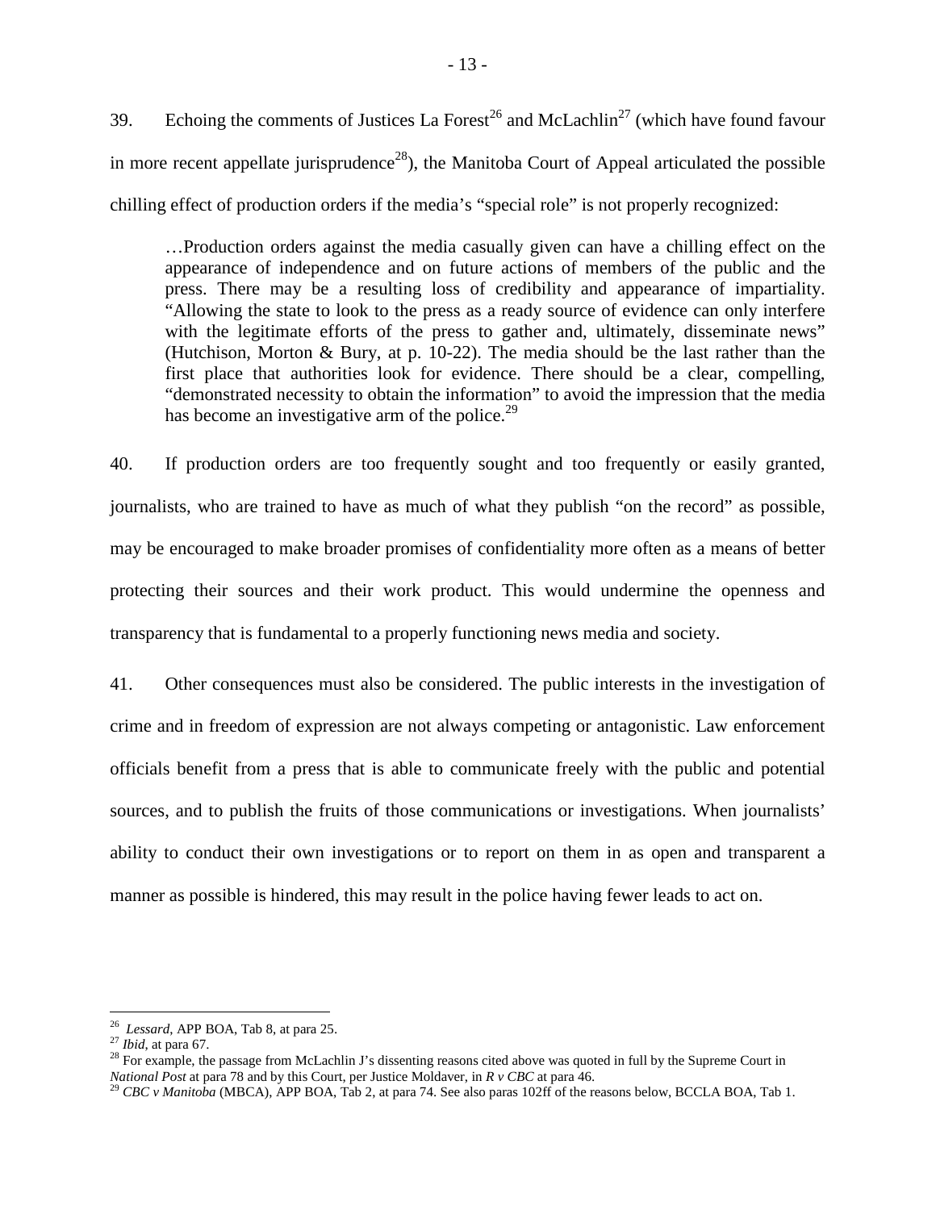39. Echoing the comments of Justices La Forest[26] and McLachlin[27] (which have found favour in more recent appellate jurisprudence[28]), the Manitoba Court of Appeal articulated the possible chilling effect of production orders if the media's "special role" is not properly recognized:

> …Production orders against the media casually given can have a chilling effect on the appearance of independence and on future actions of members of the public and the press. There may be a resulting loss of credibility and appearance of impartiality. "Allowing the state to look to the press as a ready source of evidence can only interfere with the legitimate efforts of the press to gather and, ultimately, disseminate news" (Hutchison, Morton & Bury, at p. 10-22). The media should be the last rather than the first place that authorities look for evidence. There should be a clear, compelling, "demonstrated necessity to obtain the information" to avoid the impression that the media has become an investigative arm of the police.[29]

40. If production orders are too frequently sought and too frequently or easily granted, journalists, who are trained to have as much of what they publish "on the record" as possible, may be encouraged to make broader promises of confidentiality more often as a means of better protecting their sources and their work product. This would undermine the openness and transparency that is fundamental to a properly functioning news media and society.

41. Other consequences must also be considered. The public interests in the investigation of crime and in freedom of expression are not always competing or antagonistic. Law enforcement officials benefit from a press that is able to communicate freely with the public and potential sources, and to publish the fruits of those communications or investigations. When journalists' ability to conduct their own investigations or to report on them in as open and transparent a manner as possible is hindered, this may result in the police having fewer leads to act on.

---

[26] *Lessard*, APP BOA, Tab 8, at para 25.

[27] *Ibid*, at para 67.

[28] For example, the passage from McLachlin J's dissenting reasons cited above was quoted in full by the Supreme Court in *National Post* at para 78 and by this Court, per Justice Moldaver, in *R v CBC* at para 46.

[29] *CBC v Manitoba* (MBCA), APP BOA, Tab 2, at para 74. See also paras 102ff of the reasons below, BCCLA BOA, Tab 1.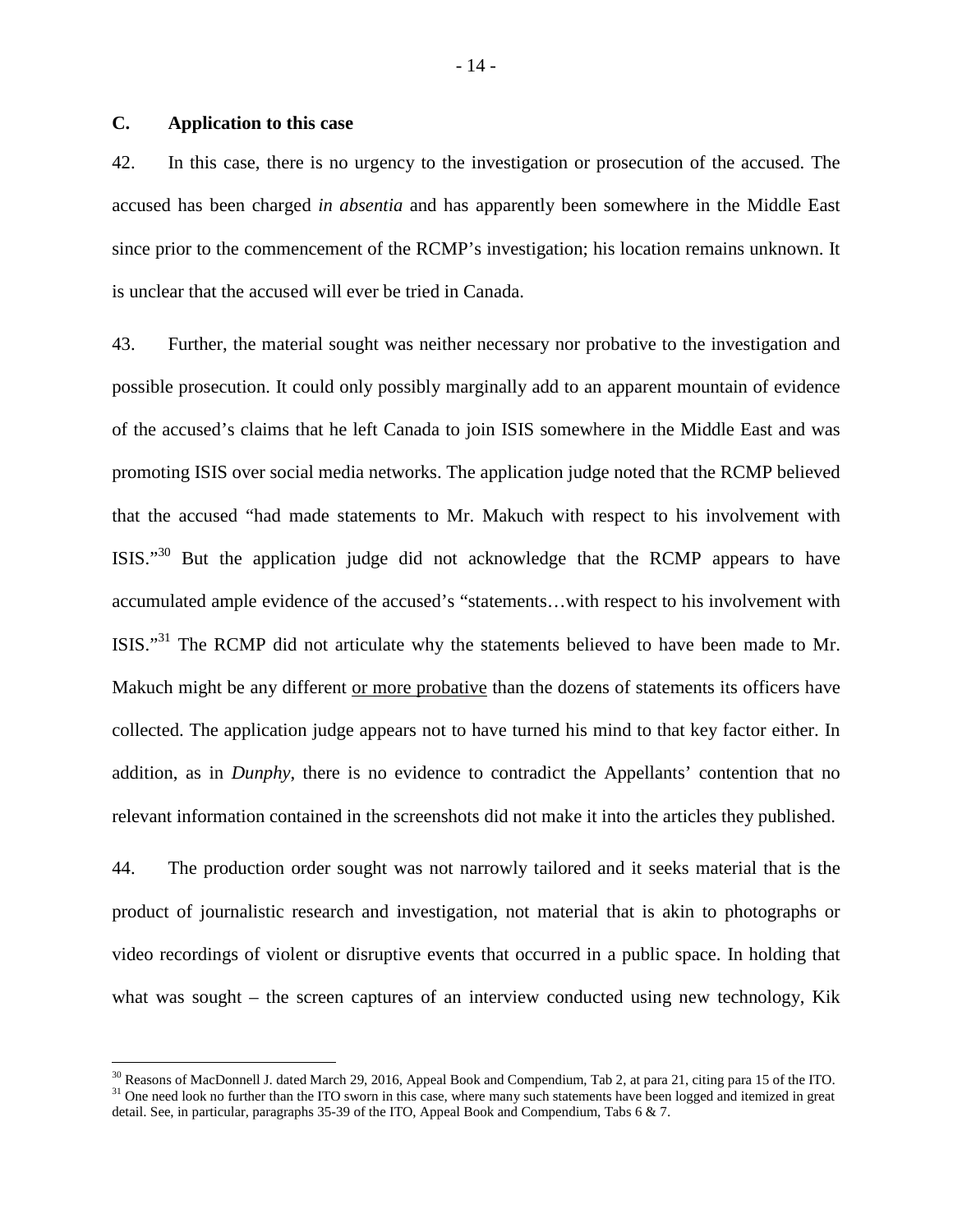## C. Application to this case

42. In this case, there is no urgency to the investigation or prosecution of the accused. The accused has been charged *in absentia* and has apparently been somewhere in the Middle East since prior to the commencement of the RCMP's investigation; his location remains unknown. It is unclear that the accused will ever be tried in Canada.

43. Further, the material sought was neither necessary nor probative to the investigation and possible prosecution. It could only possibly marginally add to an apparent mountain of evidence of the accused's claims that he left Canada to join ISIS somewhere in the Middle East and was promoting ISIS over social media networks. The application judge noted that the RCMP believed that the accused "had made statements to Mr. Makuch with respect to his involvement with ISIS."[30] But the application judge did not acknowledge that the RCMP appears to have accumulated ample evidence of the accused's "statements…with respect to his involvement with ISIS."[31] The RCMP did not articulate why the statements believed to have been made to Mr. Makuch might be any different <u>or more probative</u> than the dozens of statements its officers have collected. The application judge appears not to have turned his mind to that key factor either. In addition, as in *Dunphy*, there is no evidence to contradict the Appellants' contention that no relevant information contained in the screenshots did not make it into the articles they published.

44. The production order sought was not narrowly tailored and it seeks material that is the product of journalistic research and investigation, not material that is akin to photographs or video recordings of violent or disruptive events that occurred in a public space. In holding that what was sought – the screen captures of an interview conducted using new technology, Kik

---

[30] Reasons of MacDonnell J. dated March 29, 2016, Appeal Book and Compendium, Tab 2, at para 21, citing para 15 of the ITO.

[31] One need look no further than the ITO sworn in this case, where many such statements have been logged and itemized in great detail. See, in particular, paragraphs 35-39 of the ITO, Appeal Book and Compendium, Tabs 6 & 7.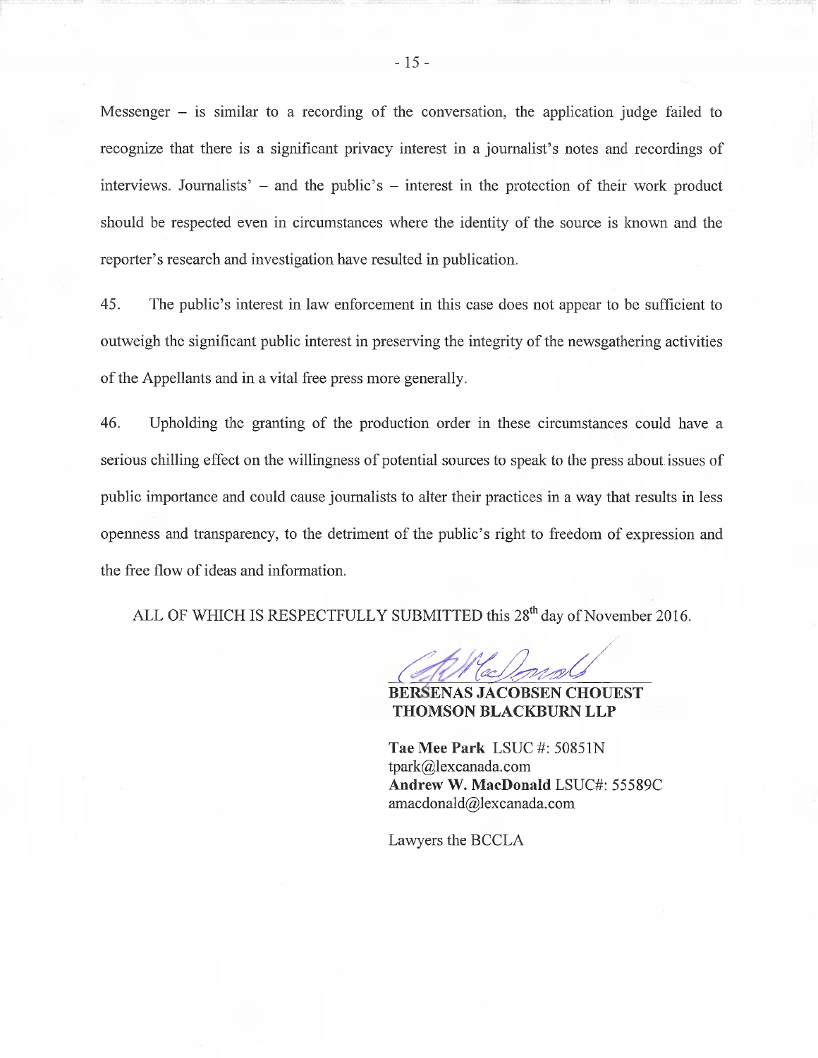Messenger – is similar to a recording of the conversation, the application judge failed to recognize that there is a significant privacy interest in a journalist's notes and recordings of interviews. Journalists' – and the public's – interest in the protection of their work product should be respected even in circumstances where the identity of the source is known and the reporter's research and investigation have resulted in publication.

45. The public's interest in law enforcement in this case does not appear to be sufficient to outweigh the significant public interest in preserving the integrity of the newsgathering activities of the Appellants and in a vital free press more generally.

46. Upholding the granting of the production order in these circumstances could have a serious chilling effect on the willingness of potential sources to speak to the press about issues of public importance and could cause journalists to alter their practices in a way that results in less openness and transparency, to the detriment of the public's right to freedom of expression and the free flow of ideas and information.

ALL OF WHICH IS RESPECTFULLY SUBMITTED this 28th day of November 2016.

**BERSENAS JACOBSEN CHOUEST THOMSON BLACKBURN LLP**

**Tae Mee Park** LSUC #: 50851N
tpark@lexcanada.com
**Andrew W. MacDonald** LSUC#: 55589C
amacdonald@lexcanada.com

Lawyers the BCCLA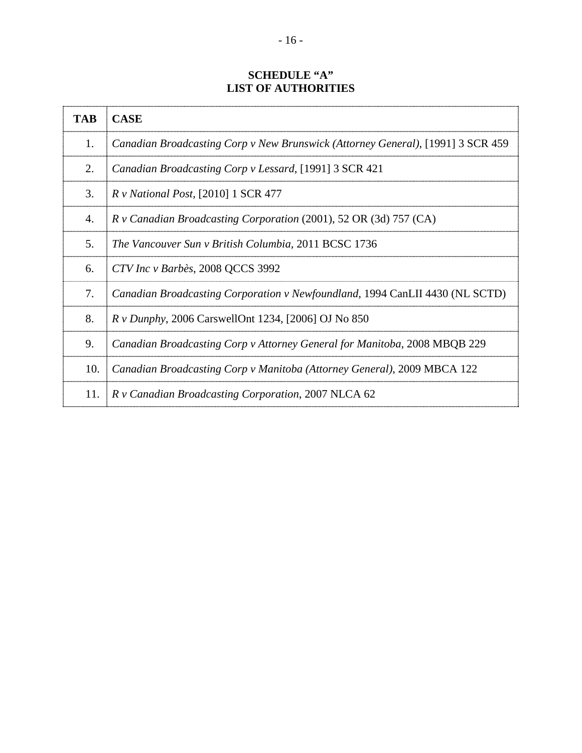**SCHEDULE "A"**
**LIST OF AUTHORITIES**

| TAB | CASE |
|---|---|
| 1. | *Canadian Broadcasting Corp v New Brunswick (Attorney General)*, [1991] 3 SCR 459 |
| 2. | *Canadian Broadcasting Corp v Lessard*, [1991] 3 SCR 421 |
| 3. | *R v National Post*, [2010] 1 SCR 477 |
| 4. | *R v Canadian Broadcasting Corporation* (2001), 52 OR (3d) 757 (CA) |
| 5. | *The Vancouver Sun v British Columbia*, 2011 BCSC 1736 |
| 6. | *CTV Inc v Barbès*, 2008 QCCS 3992 |
| 7. | *Canadian Broadcasting Corporation v Newfoundland*, 1994 CanLII 4430 (NL SCTD) |
| 8. | *R v Dunphy*, 2006 CarswellOnt 1234, [2006] OJ No 850 |
| 9. | *Canadian Broadcasting Corp v Attorney General for Manitoba*, 2008 MBQB 229 |
| 10. | *Canadian Broadcasting Corp v Manitoba (Attorney General)*, 2009 MBCA 122 |
| 11. | *R v Canadian Broadcasting Corporation*, 2007 NLCA 62 |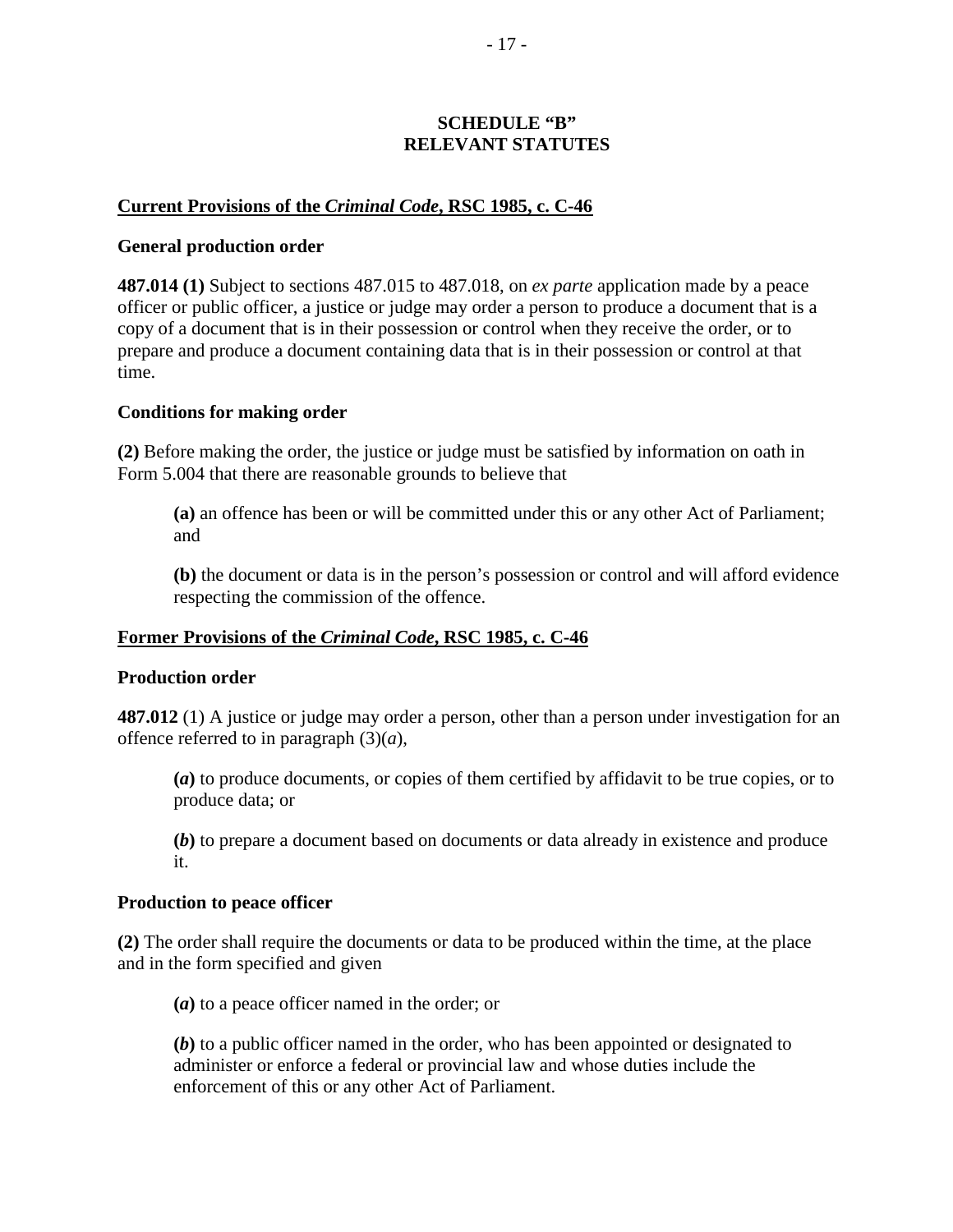# SCHEDULE "B"
# RELEVANT STATUTES

## Current Provisions of the *Criminal Code*, RSC 1985, c. C-46

### General production order

**487.014 (1)** Subject to sections 487.015 to 487.018, on *ex parte* application made by a peace officer or public officer, a justice or judge may order a person to produce a document that is a copy of a document that is in their possession or control when they receive the order, or to prepare and produce a document containing data that is in their possession or control at that time.

### Conditions for making order

**(2)** Before making the order, the justice or judge must be satisfied by information on oath in Form 5.004 that there are reasonable grounds to believe that

> **(a)** an offence has been or will be committed under this or any other Act of Parliament; and
>
> **(b)** the document or data is in the person's possession or control and will afford evidence respecting the commission of the offence.

## Former Provisions of the *Criminal Code*, RSC 1985, c. C-46

### Production order

**487.012** (1) A justice or judge may order a person, other than a person under investigation for an offence referred to in paragraph (3)(*a*),

> **(*a*)** to produce documents, or copies of them certified by affidavit to be true copies, or to produce data; or
>
> **(*b*)** to prepare a document based on documents or data already in existence and produce it.

### Production to peace officer

**(2)** The order shall require the documents or data to be produced within the time, at the place and in the form specified and given

> **(*a*)** to a peace officer named in the order; or
>
> **(*b*)** to a public officer named in the order, who has been appointed or designated to administer or enforce a federal or provincial law and whose duties include the enforcement of this or any other Act of Parliament.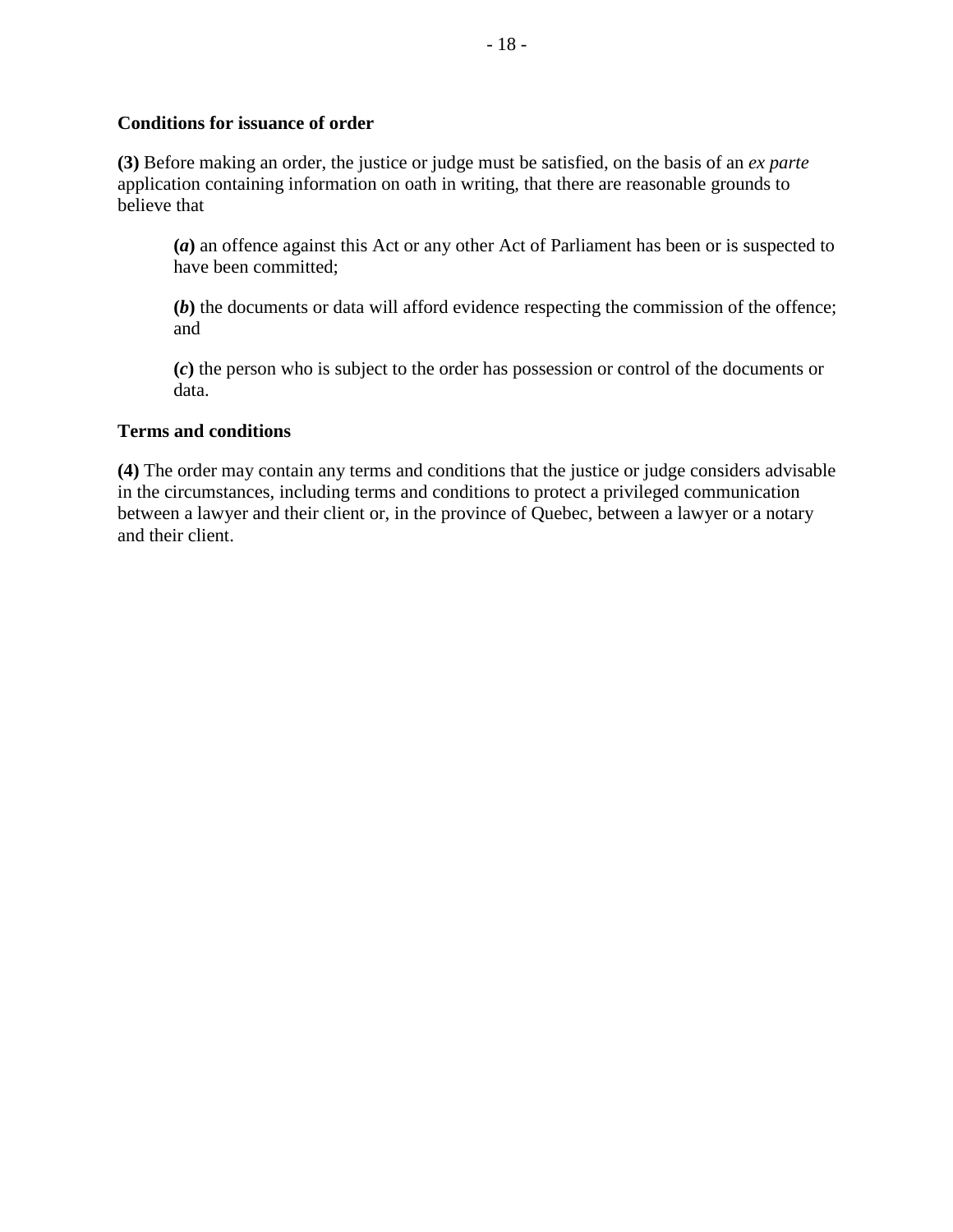**Conditions for issuance of order**

**(3)** Before making an order, the justice or judge must be satisfied, on the basis of an *ex parte* application containing information on oath in writing, that there are reasonable grounds to believe that

> **(*a*)** an offence against this Act or any other Act of Parliament has been or is suspected to have been committed;
>
> **(*b*)** the documents or data will afford evidence respecting the commission of the offence; and
>
> **(*c*)** the person who is subject to the order has possession or control of the documents or data.

**Terms and conditions**

**(4)** The order may contain any terms and conditions that the justice or judge considers advisable in the circumstances, including terms and conditions to protect a privileged communication between a lawyer and their client or, in the province of Quebec, between a lawyer or a notary and their client.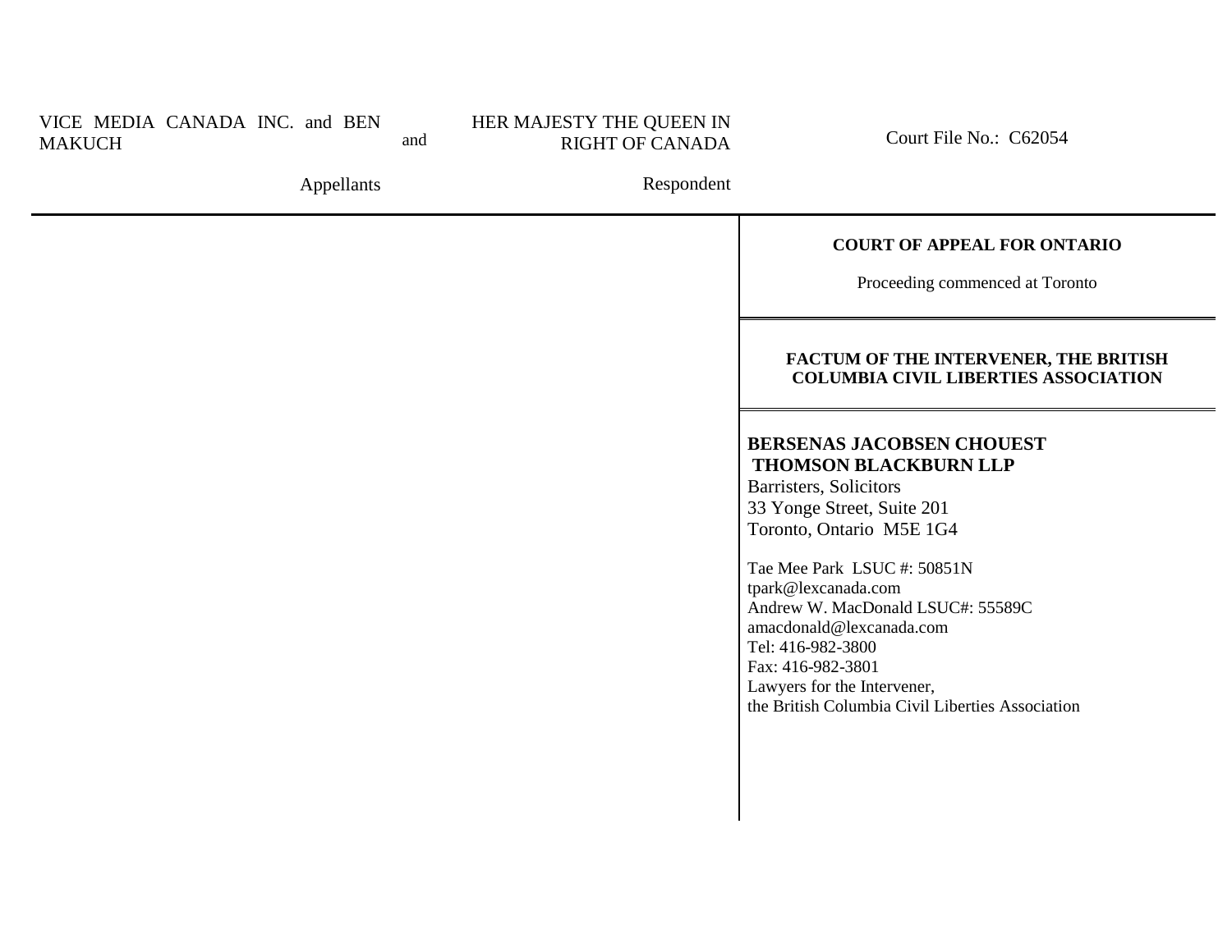| | | | |
|---|---|---|---|
| VICE MEDIA CANADA INC. and BEN MAKUCH | and | HER MAJESTY THE QUEEN IN RIGHT OF CANADA | Court File No.: C62054 |
| Appellants | | Respondent | |

**COURT OF APPEAL FOR ONTARIO**

Proceeding commenced at Toronto

**FACTUM OF THE INTERVENER, THE BRITISH COLUMBIA CIVIL LIBERTIES ASSOCIATION**

**BERSENAS JACOBSEN CHOUEST THOMSON BLACKBURN LLP**
Barristers, Solicitors
33 Yonge Street, Suite 201
Toronto, Ontario M5E 1G4

Tae Mee Park LSUC #: 50851N
tpark@lexcanada.com
Andrew W. MacDonald LSUC#: 55589C
amacdonald@lexcanada.com
Tel: 416-982-3800
Fax: 416-982-3801
Lawyers for the Intervener,
the British Columbia Civil Liberties Association